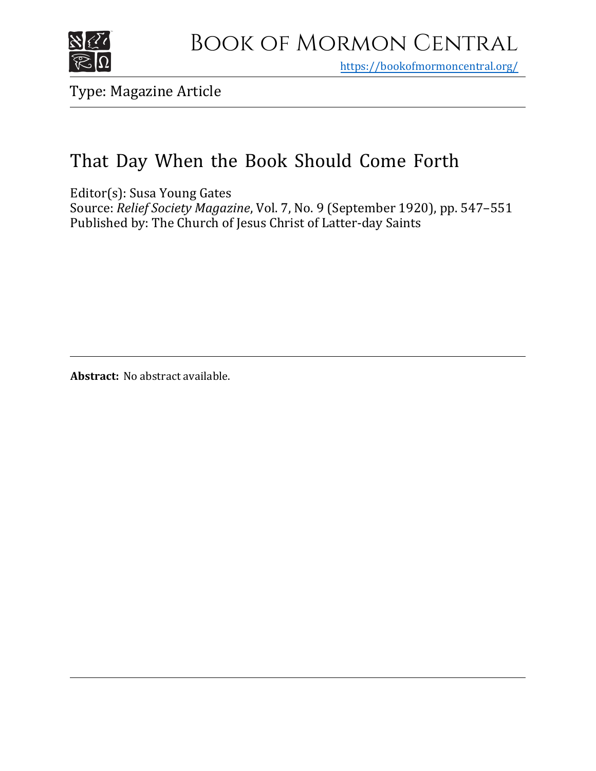Book of Mormon Central

https://bookofmormoncentral.org/

Type: Magazine Article

# That Day When the Book Should Come Forth

Editor(s): Susa Young Gates
Source: *Relief Society Magazine*, Vol. 7, No. 9 (September 1920), pp. 547–551
Published by: The Church of Jesus Christ of Latter-day Saints

**Abstract:** No abstract available.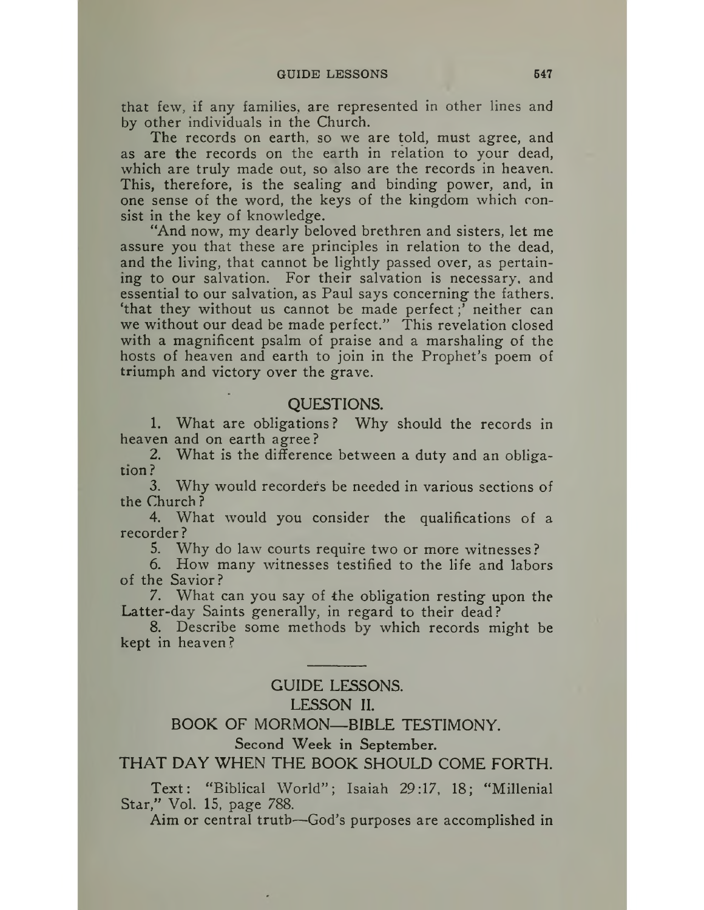that few, if any families, are represented in other lines and by other individuals in the Church.

The records on earth, so we are told, must agree, and as are the records on the earth in relation to your dead, which are truly made out, so also are the records in heaven. This, therefore, is the sealing and binding power, and, in one sense of the word, the keys of the kingdom which consist in the key of knowledge.

"And now, my dearly beloved brethren and sisters, let me assure you that these are principles in relation to the dead, and the living, that cannot be lightly passed over, as pertaining to our salvation. For their salvation is necessary, and essential to our salvation, as Paul says concerning the fathers, 'that they without us cannot be made perfect;' neither can we without our dead be made perfect." This revelation closed with a magnificent psalm of praise and a marshaling of the hosts of heaven and earth to join in the Prophet's poem of triumph and victory over the grave.

## QUESTIONS.

1. What are obligations? Why should the records in heaven and on earth agree?
2. What is the difference between a duty and an obligation?
3. Why would recorders be needed in various sections of the Church?
4. What would you consider the qualifications of a recorder?
5. Why do law courts require two or more witnesses?
6. How many witnesses testified to the life and labors of the Savior?
7. What can you say of the obligation resting upon the Latter-day Saints generally, in regard to their dead?
8. Describe some methods by which records might be kept in heaven?

---

## GUIDE LESSONS.

## LESSON II.

## BOOK OF MORMON—BIBLE TESTIMONY.

### Second Week in September.

## THAT DAY WHEN THE BOOK SHOULD COME FORTH.

Text: "Biblical World"; Isaiah 29:17, 18; "Millenial Star," Vol. 15, page 788.

Aim or central truth—God's purposes are accomplished in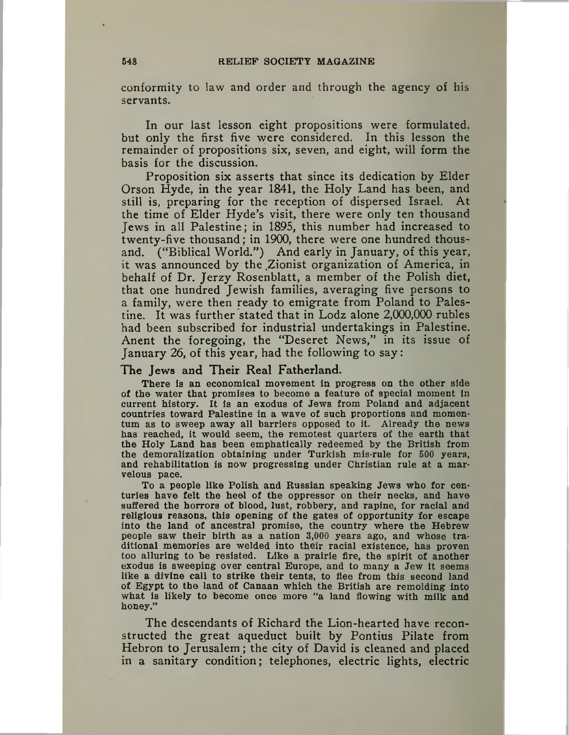conformity to law and order and through the agency of his servants.

In our last lesson eight propositions were formulated, but only the first five were considered. In this lesson the remainder of propositions six, seven, and eight, will form the basis for the discussion.

Proposition six asserts that since its dedication by Elder Orson Hyde, in the year 1841, the Holy Land has been, and still is, preparing for the reception of dispersed Israel. At the time of Elder Hyde's visit, there were only ten thousand Jews in all Palestine; in 1895, this number had increased to twenty-five thousand; in 1900, there were one hundred thousand. ("Biblical World.") And early in January, of this year, it was announced by the Zionist organization of America, in behalf of Dr. Jerzy Rosenblatt, a member of the Polish diet, that one hundred Jewish families, averaging five persons to a family, were then ready to emigrate from Poland to Palestine. It was further stated that in Lodz alone 2,000,000 rubles had been subscribed for industrial undertakings in Palestine. Anent the foregoing, the "Deseret News," in its issue of January 26, of this year, had the following to say:

### The Jews and Their Real Fatherland.

There is an economical movement in progress on the other side of the water that promises to become a feature of special moment in current history. It is an exodus of Jews from Poland and adjacent countries toward Palestine in a wave of such proportions and momentum as to sweep away all barriers opposed to it. Already the news has reached, it would seem, the remotest quarters of the earth that the Holy Land has been emphatically redeemed by the British from the demoralization obtaining under Turkish mis-rule for 500 years, and rehabilitation is now progressing under Christian rule at a marvelous pace.

To a people like Polish and Russian speaking Jews who for centuries have felt the heel of the oppressor on their necks, and have suffered the horrors of blood, lust, robbery, and rapine, for racial and religious reasons, this opening of the gates of opportunity for escape into the land of ancestral promise, the country where the Hebrew people saw their birth as a nation 3,000 years ago, and whose traditional memories are welded into their racial existence, has proven too alluring to be resisted. Like a prairie fire, the spirit of another exodus is sweeping over central Europe, and to many a Jew it seems like a divine call to strike their tents, to flee from this second land of Egypt to the land of Canaan which the British are remolding into what is likely to become once more "a land flowing with milk and honey."

The descendants of Richard the Lion-hearted have reconstructed the great aqueduct built by Pontius Pilate from Hebron to Jerusalem; the city of David is cleaned and placed in a sanitary condition; telephones, electric lights, electric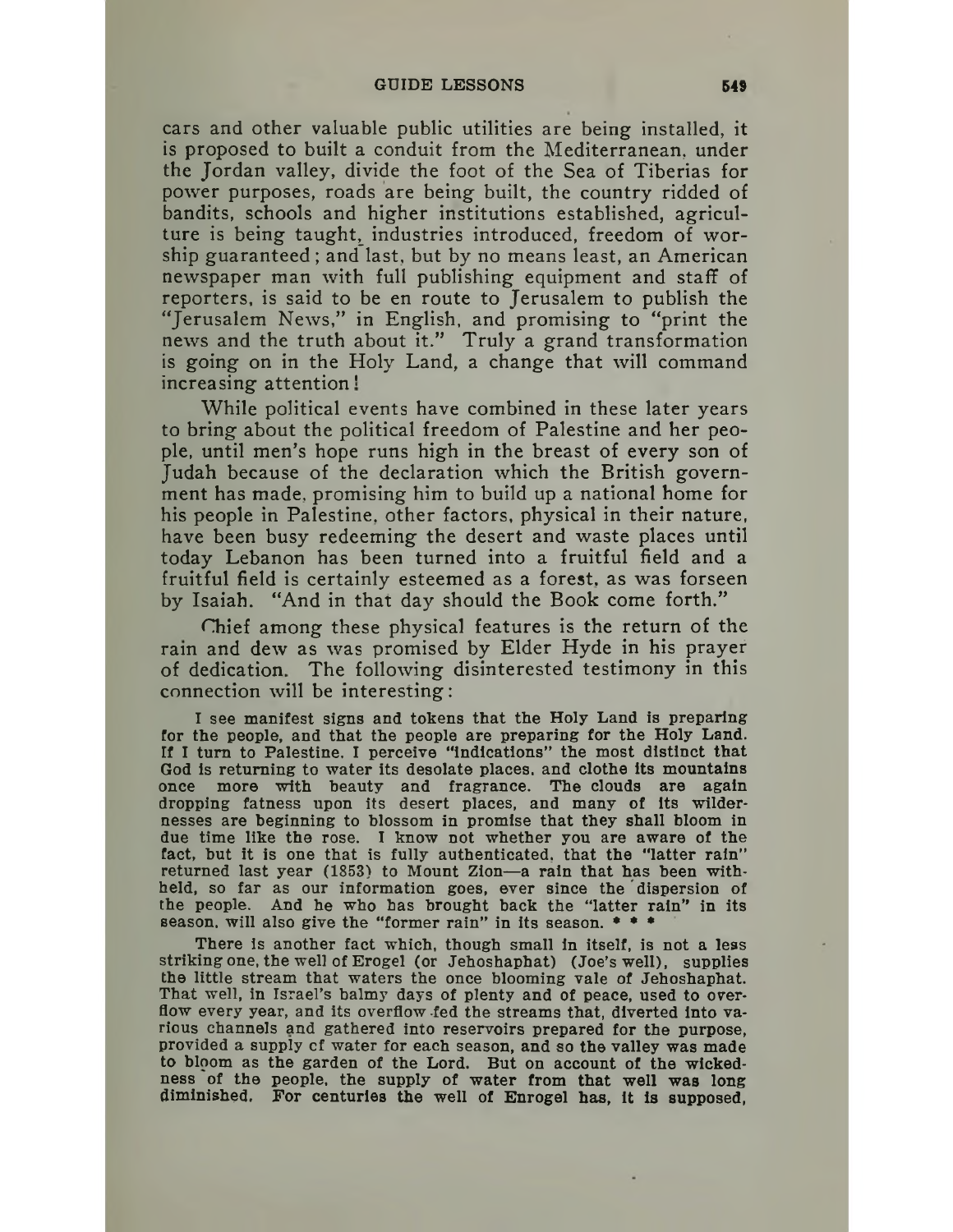cars and other valuable public utilities are being installed, it is proposed to built a conduit from the Mediterranean, under the Jordan valley, divide the foot of the Sea of Tiberias for power purposes, roads are being built, the country ridded of bandits, schools and higher institutions established, agriculture is being taught, industries introduced, freedom of worship guaranteed; and last, but by no means least, an American newspaper man with full publishing equipment and staff of reporters, is said to be en route to Jerusalem to publish the "Jerusalem News," in English, and promising to "print the news and the truth about it." Truly a grand transformation is going on in the Holy Land, a change that will command increasing attention!

While political events have combined in these later years to bring about the political freedom of Palestine and her people, until men's hope runs high in the breast of every son of Judah because of the declaration which the British government has made, promising him to build up a national home for his people in Palestine, other factors, physical in their nature, have been busy redeeming the desert and waste places until today Lebanon has been turned into a fruitful field and a fruitful field is certainly esteemed as a forest, as was forseen by Isaiah. "And in that day should the Book come forth."

Chief among these physical features is the return of the rain and dew as was promised by Elder Hyde in his prayer of dedication. The following disinterested testimony in this connection will be interesting:

> I see manifest signs and tokens that the Holy Land is preparing for the people, and that the people are preparing for the Holy Land. If I turn to Palestine, I perceive "indications" the most distinct that God is returning to water its desolate places, and clothe its mountains once more with beauty and fragrance. The clouds are again dropping fatness upon its desert places, and many of its wildernesses are beginning to blossom in promise that they shall bloom in due time like the rose. I know not whether you are aware of the fact, but it is one that is fully authenticated, that the "latter rain" returned last year (1853) to Mount Zion—a rain that has been withheld, so far as our information goes, ever since the dispersion of the people. And he who has brought back the "latter rain" in its season, will also give the "former rain" in its season. * * *
>
> There is another fact which, though small in itself, is not a less striking one, the well of Erogel (or Jehoshaphat) (Joe's well), supplies the little stream that waters the once blooming vale of Jehoshaphat. That well, in Israel's balmy days of plenty and of peace, used to overflow every year, and its overflow fed the streams that, diverted into various channels and gathered into reservoirs prepared for the purpose, provided a supply of water for each season, and so the valley was made to bloom as the garden of the Lord. But on account of the wickedness of the people, the supply of water from that well was long diminished. For centuries the well of Enrogel has, it is supposed,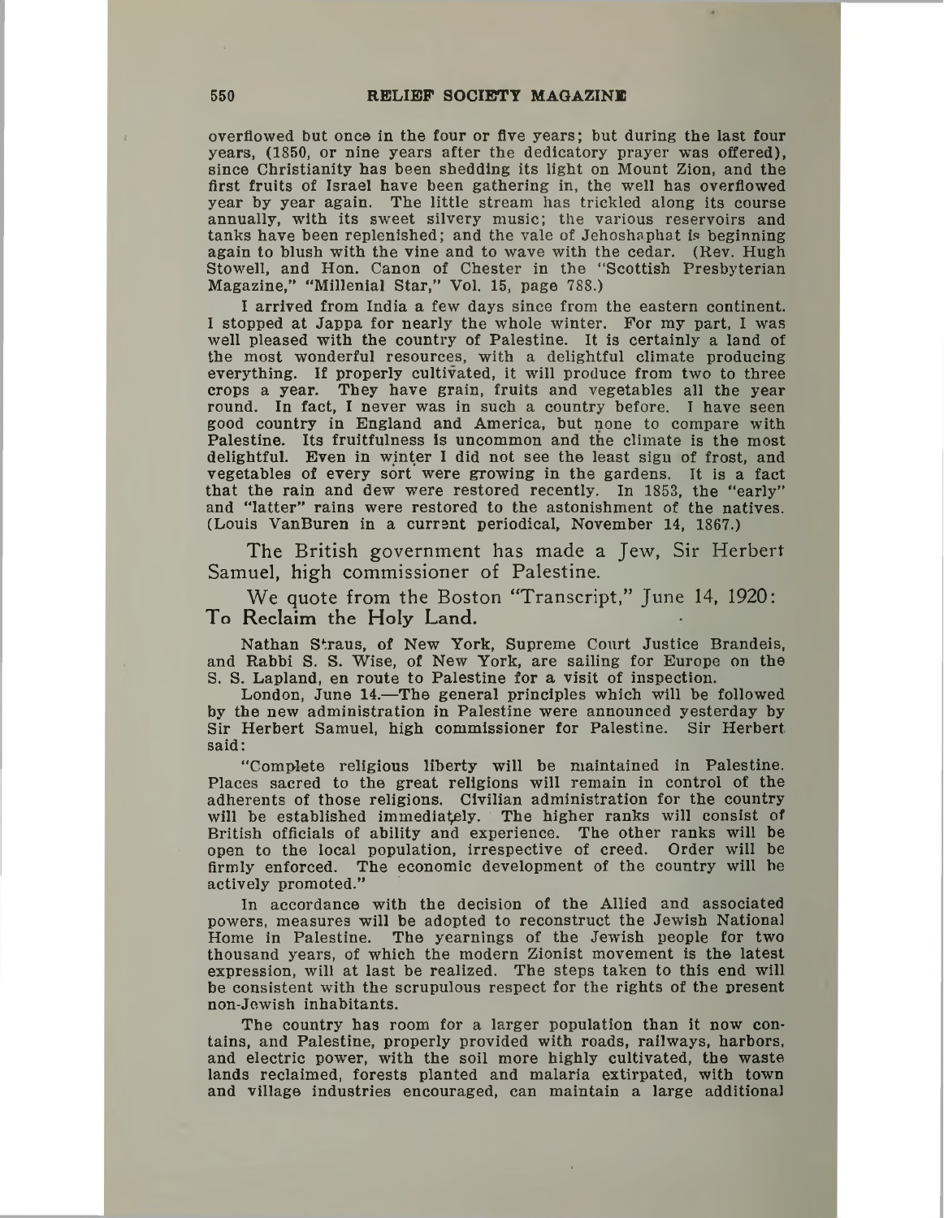overflowed but once in the four or five years; but during the last four years, (1850, or nine years after the dedicatory prayer was offered), since Christianity has been shedding its light on Mount Zion, and the first fruits of Israel have been gathering in, the well has overflowed year by year again. The little stream has trickled along its course annually, with its sweet silvery music; the various reservoirs and tanks have been replenished; and the vale of Jehoshaphat is beginning again to blush with the vine and to wave with the cedar. (Rev. Hugh Stowell, and Hon. Canon of Chester in the "Scottish Presbyterian Magazine," "Millenial Star," Vol. 15, page 788.)

I arrived from India a few days since from the eastern continent. I stopped at Jappa for nearly the whole winter. For my part, I was well pleased with the country of Palestine. It is certainly a land of the most wonderful resources, with a delightful climate producing everything. If properly cultivated, it will produce from two to three crops a year. They have grain, fruits and vegetables all the year round. In fact, I never was in such a country before. I have seen good country in England and America, but none to compare with Palestine. Its fruitfulness is uncommon and the climate is the most delightful. Even in winter I did not see the least sign of frost, and vegetables of every sort were growing in the gardens. It is a fact that the rain and dew were restored recently. In 1853, the "early" and "latter" rains were restored to the astonishment of the natives. (Louis VanBuren in a current periodical, November 14, 1867.)

The British government has made a Jew, Sir Herbert Samuel, high commissioner of Palestine.

We quote from the Boston "Transcript," June 14, 1920:

**To Reclaim the Holy Land.**

Nathan Straus, of New York, Supreme Court Justice Brandeis, and Rabbi S. S. Wise, of New York, are sailing for Europe on the S. S. Lapland, en route to Palestine for a visit of inspection.

London, June 14.—The general principles which will be followed by the new administration in Palestine were announced yesterday by Sir Herbert Samuel, high commissioner for Palestine. Sir Herbert said:

"Complete religious liberty will be maintained in Palestine. Places sacred to the great religions will remain in control of the adherents of those religions. Civilian administration for the country will be established immediately. The higher ranks will consist of British officials of ability and experience. The other ranks will be open to the local population, irrespective of creed. Order will be firmly enforced. The economic development of the country will be actively promoted."

In accordance with the decision of the Allied and associated powers, measures will be adopted to reconstruct the Jewish National Home in Palestine. The yearnings of the Jewish people for two thousand years, of which the modern Zionist movement is the latest expression, will at last be realized. The steps taken to this end will be consistent with the scrupulous respect for the rights of the present non-Jewish inhabitants.

The country has room for a larger population than it now contains, and Palestine, properly provided with roads, railways, harbors, and electric power, with the soil more highly cultivated, the waste lands reclaimed, forests planted and malaria extirpated, with town and village industries encouraged, can maintain a large additional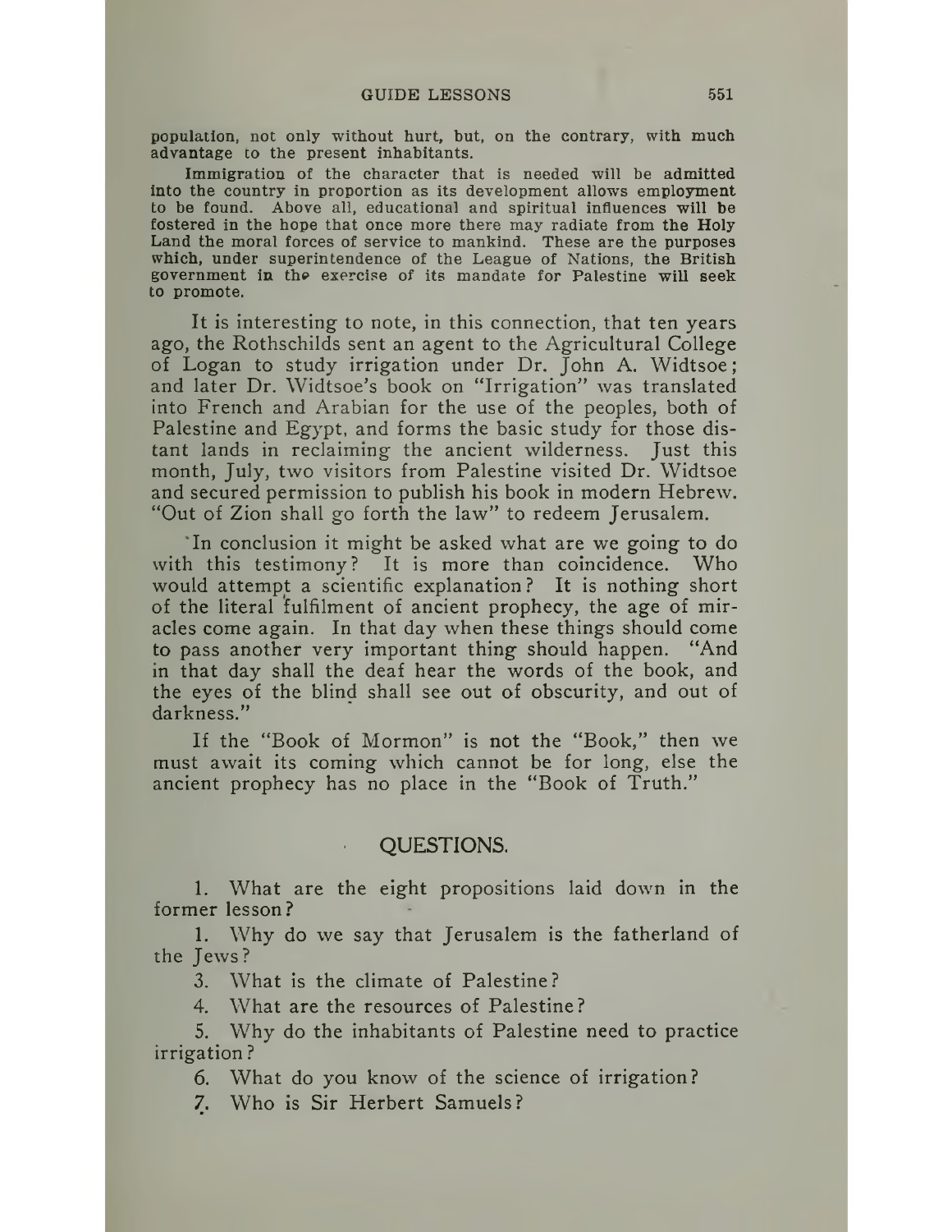population, not only without hurt, but, on the contrary, with much advantage to the present inhabitants.

Immigration of the character that is needed will be admitted into the country in proportion as its development allows employment to be found. Above all, educational and spiritual influences will be fostered in the hope that once more there may radiate from the Holy Land the moral forces of service to mankind. These are the purposes which, under superintendence of the League of Nations, the British government in the exercise of its mandate for Palestine will seek to promote.

It is interesting to note, in this connection, that ten years ago, the Rothschilds sent an agent to the Agricultural College of Logan to study irrigation under Dr. John A. Widtsoe; and later Dr. Widtsoe's book on "Irrigation" was translated into French and Arabian for the use of the peoples, both of Palestine and Egypt, and forms the basic study for those distant lands in reclaiming the ancient wilderness. Just this month, July, two visitors from Palestine visited Dr. Widtsoe and secured permission to publish his book in modern Hebrew. "Out of Zion shall go forth the law" to redeem Jerusalem.

In conclusion it might be asked what are we going to do with this testimony? It is more than coincidence. Who would attempt a scientific explanation? It is nothing short of the literal fulfilment of ancient prophecy, the age of miracles come again. In that day when these things should come to pass another very important thing should happen. "And in that day shall the deaf hear the words of the book, and the eyes of the blind shall see out of obscurity, and out of darkness."

If the "Book of Mormon" is not the "Book," then we must await its coming which cannot be for long, else the ancient prophecy has no place in the "Book of Truth."

## QUESTIONS.

1. What are the eight propositions laid down in the former lesson?

1. Why do we say that Jerusalem is the fatherland of the Jews?

3. What is the climate of Palestine?

4. What are the resources of Palestine?

5. Why do the inhabitants of Palestine need to practice irrigation?

6. What do you know of the science of irrigation?

7. Who is Sir Herbert Samuels?